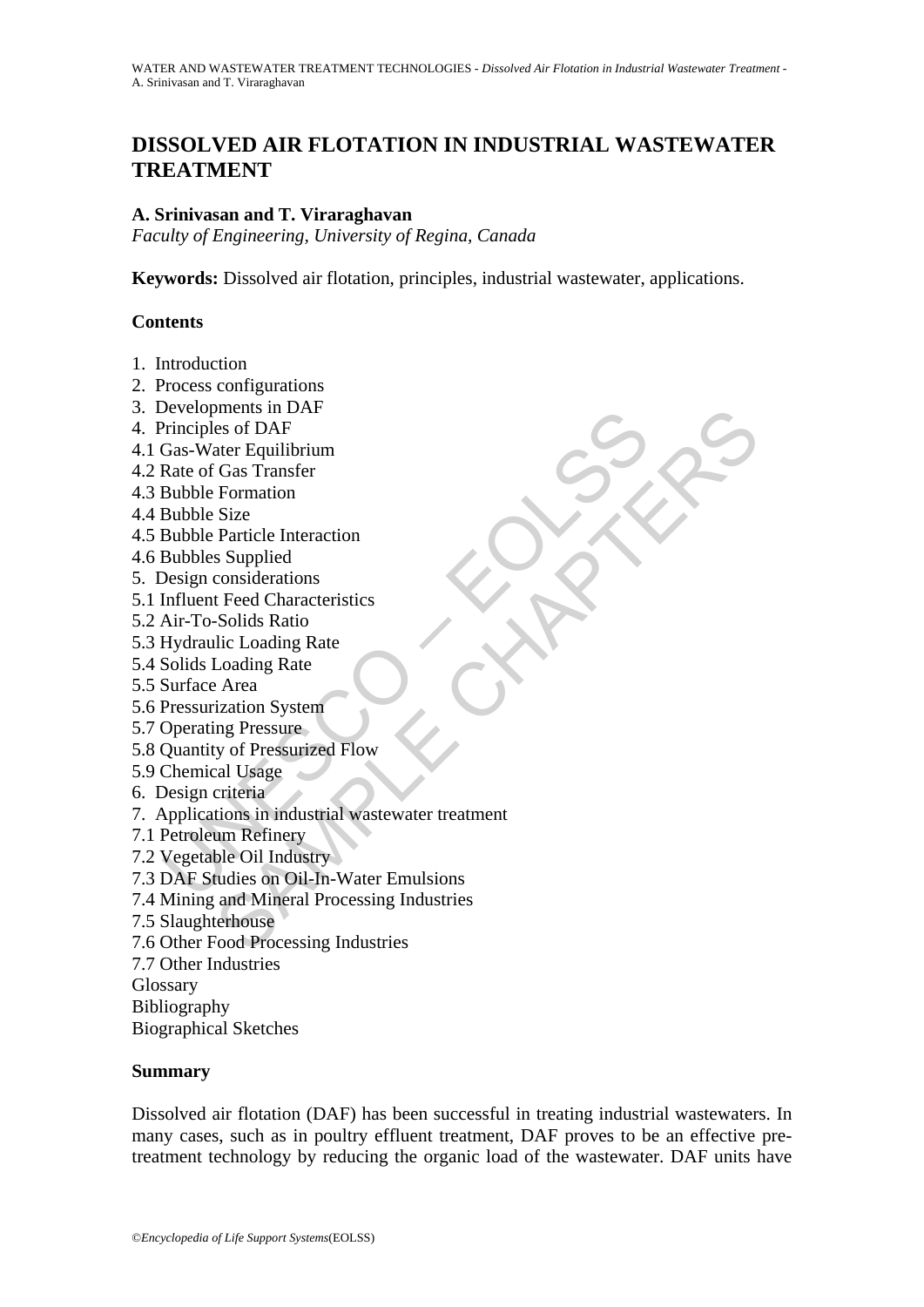# DISSOLVED AIR FLOTATION IN INDUSTRIAL WASTEWATER TREATMENT

**A. Srinivasan and T. Viraraghavan**

*Faculty of Engineering, University of Regina, Canada*

**Keywords:** Dissolved air flotation, principles, industrial wastewater, applications.

**Contents**

1. Introduction
2. Process configurations
3. Developments in DAF
4. Principles of DAF

4.1 Gas-Water Equilibrium
4.2 Rate of Gas Transfer
4.3 Bubble Formation
4.4 Bubble Size
4.5 Bubble Particle Interaction
4.6 Bubbles Supplied

5. Design considerations

5.1 Influent Feed Characteristics
5.2 Air-To-Solids Ratio
5.3 Hydraulic Loading Rate
5.4 Solids Loading Rate
5.5 Surface Area
5.6 Pressurization System
5.7 Operating Pressure
5.8 Quantity of Pressurized Flow
5.9 Chemical Usage

6. Design criteria
7. Applications in industrial wastewater treatment

7.1 Petroleum Refinery
7.2 Vegetable Oil Industry
7.3 DAF Studies on Oil-In-Water Emulsions
7.4 Mining and Mineral Processing Industries
7.5 Slaughterhouse
7.6 Other Food Processing Industries
7.7 Other Industries

Glossary
Bibliography
Biographical Sketches

**Summary**

Dissolved air flotation (DAF) has been successful in treating industrial wastewaters. In many cases, such as in poultry effluent treatment, DAF proves to be an effective pre-treatment technology by reducing the organic load of the wastewater. DAF units have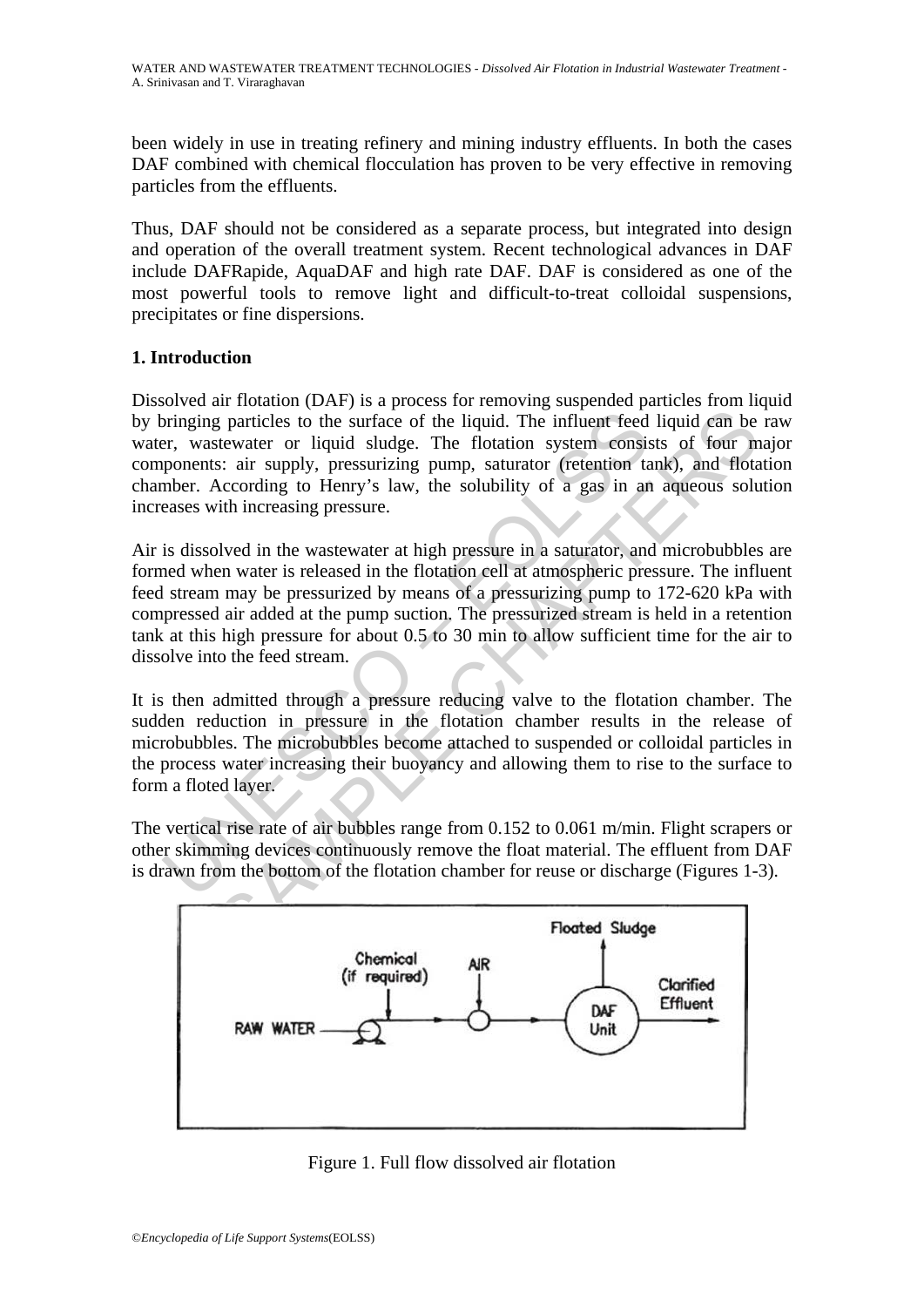been widely in use in treating refinery and mining industry effluents. In both the cases DAF combined with chemical flocculation has proven to be very effective in removing particles from the effluents.

Thus, DAF should not be considered as a separate process, but integrated into design and operation of the overall treatment system. Recent technological advances in DAF include DAFRapide, AquaDAF and high rate DAF. DAF is considered as one of the most powerful tools to remove light and difficult-to-treat colloidal suspensions, precipitates or fine dispersions.

## 1. Introduction

Dissolved air flotation (DAF) is a process for removing suspended particles from liquid by bringing particles to the surface of the liquid. The influent feed liquid can be raw water, wastewater or liquid sludge. The flotation system consists of four major components: air supply, pressurizing pump, saturator (retention tank), and flotation chamber. According to Henry's law, the solubility of a gas in an aqueous solution increases with increasing pressure.

Air is dissolved in the wastewater at high pressure in a saturator, and microbubbles are formed when water is released in the flotation cell at atmospheric pressure. The influent feed stream may be pressurized by means of a pressurizing pump to 172-620 kPa with compressed air added at the pump suction. The pressurized stream is held in a retention tank at this high pressure for about 0.5 to 30 min to allow sufficient time for the air to dissolve into the feed stream.

It is then admitted through a pressure reducing valve to the flotation chamber. The sudden reduction in pressure in the flotation chamber results in the release of microbubbles. The microbubbles become attached to suspended or colloidal particles in the process water increasing their buoyancy and allowing them to rise to the surface to form a floted layer.

The vertical rise rate of air bubbles range from 0.152 to 0.061 m/min. Flight scrapers or other skimming devices continuously remove the float material. The effluent from DAF is drawn from the bottom of the flotation chamber for reuse or discharge (Figures 1-3).

Figure 1. Full flow dissolved air flotation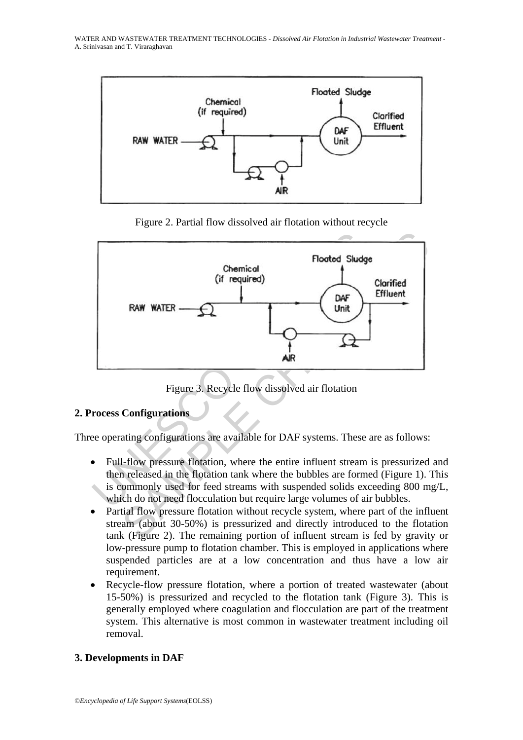Figure 2. Partial flow dissolved air flotation without recycle

Figure 3. Recycle flow dissolved air flotation

## 2. Process Configurations

Three operating configurations are available for DAF systems. These are as follows:

- Full-flow pressure flotation, where the entire influent stream is pressurized and then released in the flotation tank where the bubbles are formed (Figure 1). This is commonly used for feed streams with suspended solids exceeding 800 mg/L, which do not need flocculation but require large volumes of air bubbles.
- Partial flow pressure flotation without recycle system, where part of the influent stream (about 30-50%) is pressurized and directly introduced to the flotation tank (Figure 2). The remaining portion of influent stream is fed by gravity or low-pressure pump to flotation chamber. This is employed in applications where suspended particles are at a low concentration and thus have a low air requirement.
- Recycle-flow pressure flotation, where a portion of treated wastewater (about 15-50%) is pressurized and recycled to the flotation tank (Figure 3). This is generally employed where coagulation and flocculation are part of the treatment system. This alternative is most common in wastewater treatment including oil removal.

## 3. Developments in DAF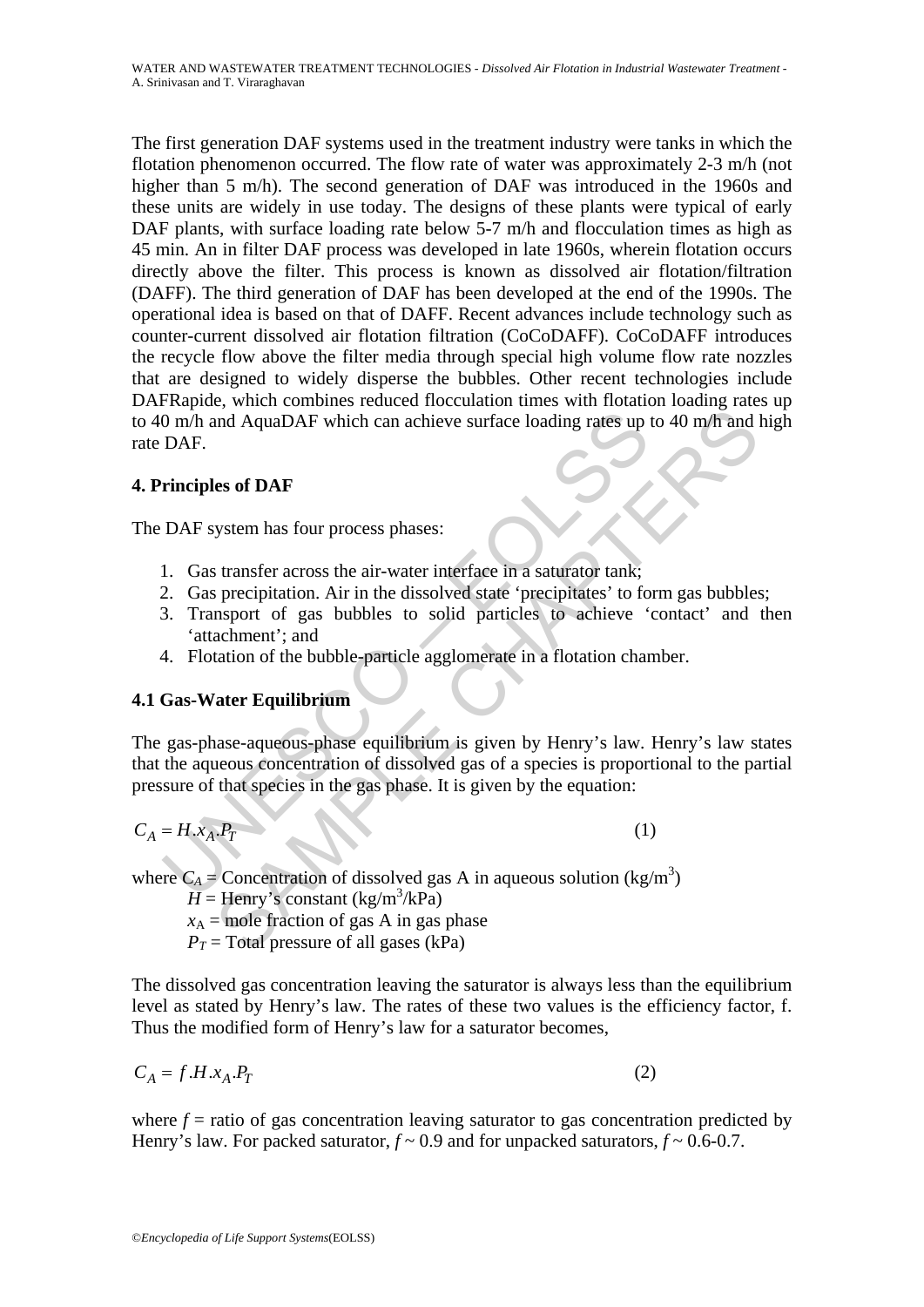The first generation DAF systems used in the treatment industry were tanks in which the flotation phenomenon occurred. The flow rate of water was approximately 2-3 m/h (not higher than 5 m/h). The second generation of DAF was introduced in the 1960s and these units are widely in use today. The designs of these plants were typical of early DAF plants, with surface loading rate below 5-7 m/h and flocculation times as high as 45 min. An in filter DAF process was developed in late 1960s, wherein flotation occurs directly above the filter. This process is known as dissolved air flotation/filtration (DAFF). The third generation of DAF has been developed at the end of the 1990s. The operational idea is based on that of DAFF. Recent advances include technology such as counter-current dissolved air flotation filtration (CoCoDAFF). CoCoDAFF introduces the recycle flow above the filter media through special high volume flow rate nozzles that are designed to widely disperse the bubbles. Other recent technologies include DAFRapide, which combines reduced flocculation times with flotation loading rates up to 40 m/h and AquaDAF which can achieve surface loading rates up to 40 m/h and high rate DAF.

## 4. Principles of DAF

The DAF system has four process phases:

1. Gas transfer across the air-water interface in a saturator tank;
2. Gas precipitation. Air in the dissolved state 'precipitates' to form gas bubbles;
3. Transport of gas bubbles to solid particles to achieve 'contact' and then 'attachment'; and
4. Flotation of the bubble-particle agglomerate in a flotation chamber.

### 4.1 Gas-Water Equilibrium

The gas-phase-aqueous-phase equilibrium is given by Henry's law. Henry's law states that the aqueous concentration of dissolved gas of a species is proportional to the partial pressure of that species in the gas phase. It is given by the equation:

$$C_A = H.x_A.P_T \tag{1}$$

where $C_A$ = Concentration of dissolved gas A in aqueous solution (kg/m$^3$)
$H$ = Henry's constant (kg/m$^3$/kPa)
$x_A$ = mole fraction of gas A in gas phase
$P_T$ = Total pressure of all gases (kPa)

The dissolved gas concentration leaving the saturator is always less than the equilibrium level as stated by Henry's law. The rates of these two values is the efficiency factor, f. Thus the modified form of Henry's law for a saturator becomes,

$$C_A = f.H.x_A.P_T \tag{2}$$

where $f$ = ratio of gas concentration leaving saturator to gas concentration predicted by Henry's law. For packed saturator, $f \sim 0.9$ and for unpacked saturators, $f \sim 0.6$-$0.7$.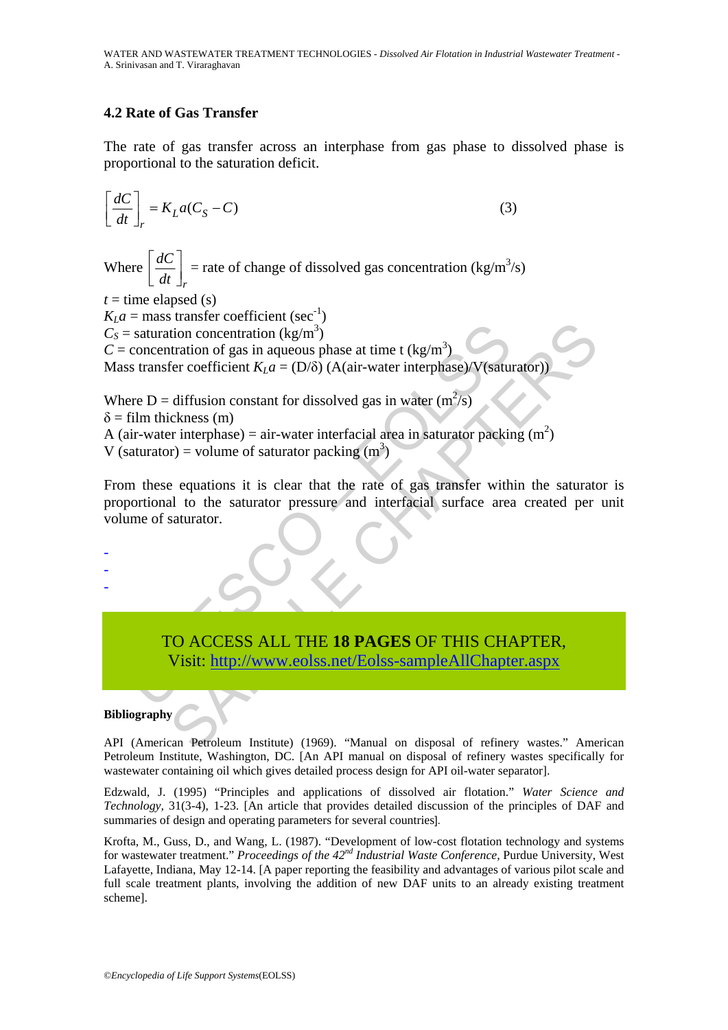### 4.2 Rate of Gas Transfer

The rate of gas transfer across an interphase from gas phase to dissolved phase is proportional to the saturation deficit.

$$\left[\frac{dC}{dt}\right]_r = K_L a(C_S - C) \qquad (3)$$

Where $\left[\frac{dC}{dt}\right]_r$ = rate of change of dissolved gas concentration (kg/m$^3$/s)

$t$ = time elapsed (s)

$K_La$ = mass transfer coefficient (sec$^{-1}$)

$C_S$ = saturation concentration (kg/m$^3$)

$C$ = concentration of gas in aqueous phase at time t (kg/m$^3$)

Mass transfer coefficient $K_La$ = (D/δ) (A(air-water interphase)/V(saturator))

Where D = diffusion constant for dissolved gas in water (m$^2$/s)

δ = film thickness (m)

A (air-water interphase) = air-water interfacial area in saturator packing (m$^2$)

V (saturator) = volume of saturator packing (m$^3$)

From these equations it is clear that the rate of gas transfer within the saturator is proportional to the saturator pressure and interfacial surface area created per unit volume of saturator.

-
-
-

TO ACCESS ALL THE **18 PAGES** OF THIS CHAPTER,
Visit: http://www.eolss.net/Eolss-sampleAllChapter.aspx

**Bibliography**

API (American Petroleum Institute) (1969). "Manual on disposal of refinery wastes." American Petroleum Institute, Washington, DC. [An API manual on disposal of refinery wastes specifically for wastewater containing oil which gives detailed process design for API oil-water separator].

Edzwald, J. (1995) "Principles and applications of dissolved air flotation." *Water Science and Technology*, 31(3-4), 1-23. [An article that provides detailed discussion of the principles of DAF and summaries of design and operating parameters for several countries].

Krofta, M., Guss, D., and Wang, L. (1987). "Development of low-cost flotation technology and systems for wastewater treatment." *Proceedings of the 42nd Industrial Waste Conference*, Purdue University, West Lafayette, Indiana, May 12-14. [A paper reporting the feasibility and advantages of various pilot scale and full scale treatment plants, involving the addition of new DAF units to an already existing treatment scheme].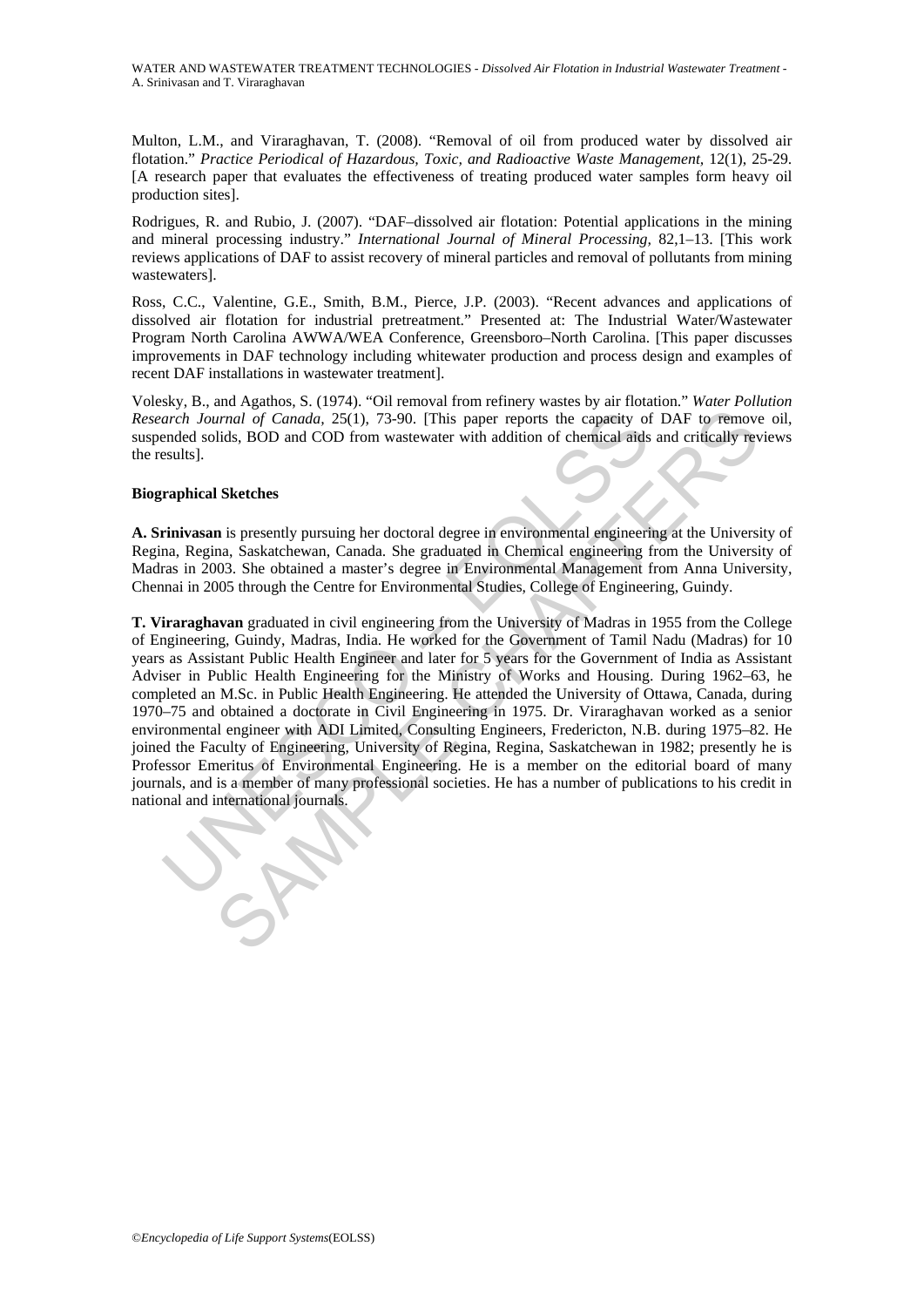Multon, L.M., and Viraraghavan, T. (2008). "Removal of oil from produced water by dissolved air flotation." *Practice Periodical of Hazardous, Toxic, and Radioactive Waste Management*, 12(1), 25-29. [A research paper that evaluates the effectiveness of treating produced water samples form heavy oil production sites].

Rodrigues, R. and Rubio, J. (2007). "DAF–dissolved air flotation: Potential applications in the mining and mineral processing industry." *International Journal of Mineral Processing*, 82,1–13. [This work reviews applications of DAF to assist recovery of mineral particles and removal of pollutants from mining wastewaters].

Ross, C.C., Valentine, G.E., Smith, B.M., Pierce, J.P. (2003). "Recent advances and applications of dissolved air flotation for industrial pretreatment." Presented at: The Industrial Water/Wastewater Program North Carolina AWWA/WEA Conference, Greensboro–North Carolina. [This paper discusses improvements in DAF technology including whitewater production and process design and examples of recent DAF installations in wastewater treatment].

Volesky, B., and Agathos, S. (1974). "Oil removal from refinery wastes by air flotation." *Water Pollution Research Journal of Canada*, 25(1), 73-90. [This paper reports the capacity of DAF to remove oil, suspended solids, BOD and COD from wastewater with addition of chemical aids and critically reviews the results].

**Biographical Sketches**

**A. Srinivasan** is presently pursuing her doctoral degree in environmental engineering at the University of Regina, Regina, Saskatchewan, Canada. She graduated in Chemical engineering from the University of Madras in 2003. She obtained a master's degree in Environmental Management from Anna University, Chennai in 2005 through the Centre for Environmental Studies, College of Engineering, Guindy.

**T. Viraraghavan** graduated in civil engineering from the University of Madras in 1955 from the College of Engineering, Guindy, Madras, India. He worked for the Government of Tamil Nadu (Madras) for 10 years as Assistant Public Health Engineer and later for 5 years for the Government of India as Assistant Adviser in Public Health Engineering for the Ministry of Works and Housing. During 1962–63, he completed an M.Sc. in Public Health Engineering. He attended the University of Ottawa, Canada, during 1970–75 and obtained a doctorate in Civil Engineering in 1975. Dr. Viraraghavan worked as a senior environmental engineer with ADI Limited, Consulting Engineers, Fredericton, N.B. during 1975–82. He joined the Faculty of Engineering, University of Regina, Regina, Saskatchewan in 1982; presently he is Professor Emeritus of Environmental Engineering. He is a member on the editorial board of many journals, and is a member of many professional societies. He has a number of publications to his credit in national and international journals.